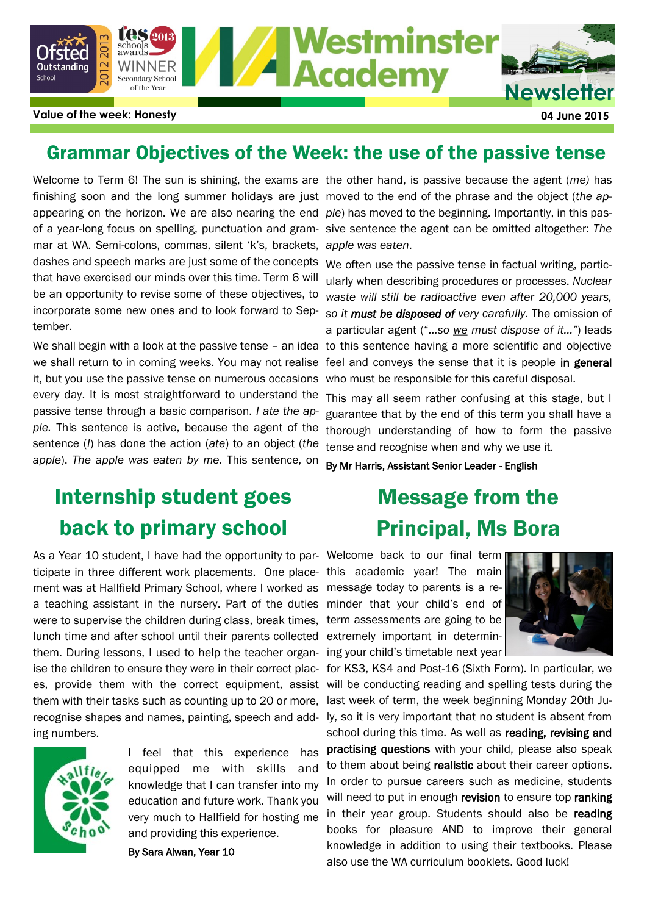# Westminster Academy Newsletter

**Value of the week: Honesty** **04 June 2015**

## Grammar Objectives of the Week: the use of the passive tense

Welcome to Term 6! The sun is shining, the exams are finishing soon and the long summer holidays are just appearing on the horizon. We are also nearing the end of a year-long focus on spelling, punctuation and grammar at WA. Semi-colons, commas, silent 'k's, brackets, dashes and speech marks are just some of the concepts that have exercised our minds over this time. Term 6 will be an opportunity to revise some of these objectives, to incorporate some new ones and to look forward to September.

We shall begin with a look at the passive tense – an idea we shall return to in coming weeks. You may not realise it, but you use the passive tense on numerous occasions every day. It is most straightforward to understand the passive tense through a basic comparison. *I ate the apple.* This sentence is active, because the agent of the sentence (*I*) has done the action (*ate*) to an object (*the apple*). *The apple was eaten by me.* This sentence, on the other hand, is passive because the agent (*me)* has moved to the end of the phrase and the object (*the apple*) has moved to the beginning. Importantly, in this passive sentence the agent can be omitted altogether: *The apple was eaten*.

We often use the passive tense in factual writing, particularly when describing procedures or processes. *Nuclear waste will still be radioactive even after 20,000 years, so it* ***must be disposed of*** *very carefully.* The omission of a particular agent (*"…so we must dispose of it…"*) leads to this sentence having a more scientific and objective feel and conveys the sense that it is people **in general** who must be responsible for this careful disposal.

This may all seem rather confusing at this stage, but I guarantee that by the end of this term you shall have a thorough understanding of how to form the passive tense and recognise when and why we use it.

**By Mr Harris, Assistant Senior Leader - English**

## Internship student goes back to primary school

As a Year 10 student, I have had the opportunity to participate in three different work placements. One placement was at Hallfield Primary School, where I worked as a teaching assistant in the nursery. Part of the duties were to supervise the children during class, break times, lunch time and after school until their parents collected them. During lessons, I used to help the teacher organise the children to ensure they were in their correct places, provide them with the correct equipment, assist them with their tasks such as counting up to 20 or more, recognise shapes and names, painting, speech and adding numbers.

I feel that this experience has equipped me with skills and knowledge that I can transfer into my education and future work. Thank you very much to Hallfield for hosting me and providing this experience.

**By Sara Alwan, Year 10**

## Message from the Principal, Ms Bora

Welcome back to our final term this academic year! The main message today to parents is a reminder that your child's end of term assessments are going to be extremely important in determining your child's timetable next year for KS3, KS4 and Post-16 (Sixth Form). In particular, we will be conducting reading and spelling tests during the last week of term, the week beginning Monday 20th July, so it is very important that no student is absent from school during this time. As well as **reading, revising and practising questions** with your child, please also speak to them about being **realistic** about their career options. In order to pursue careers such as medicine, students will need to put in enough **revision** to ensure top **ranking** in their year group. Students should also be **reading** books for pleasure AND to improve their general knowledge in addition to using their textbooks. Please also use the WA curriculum booklets. Good luck!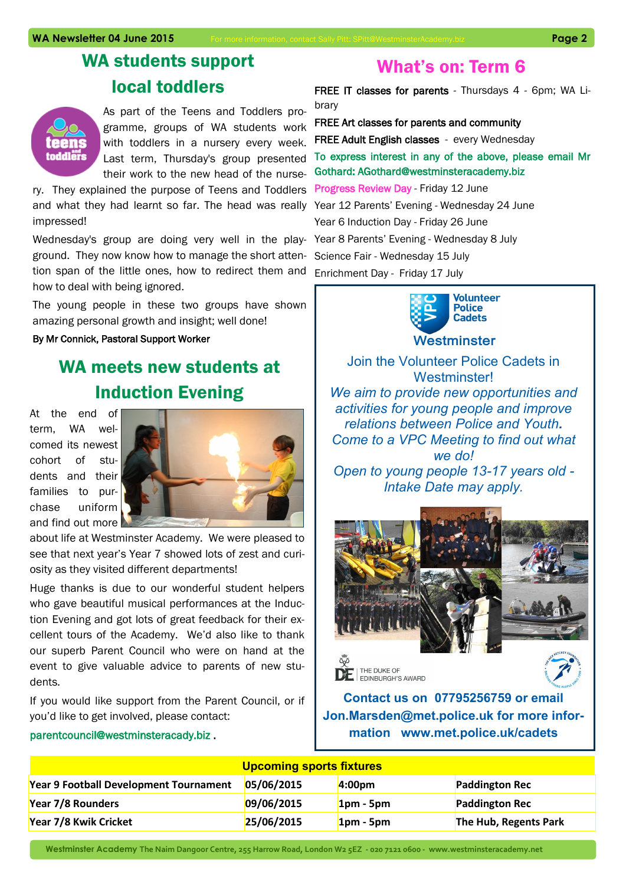## WA students support local toddlers

As part of the Teens and Toddlers programme, groups of WA students work with toddlers in a nursery every week. Last term, Thursday's group presented their work to the new head of the nursery. They explained the purpose of Teens and Toddlers and what they had learnt so far. The head was really impressed!

Wednesday's group are doing very well in the playground. They now know how to manage the short attention span of the little ones, how to redirect them and how to deal with being ignored.

The young people in these two groups have shown amazing personal growth and insight; well done!

By Mr Connick, Pastoral Support Worker

## WA meets new students at Induction Evening

At the end of term, WA welcomed its newest cohort of students and their families to purchase uniform and find out more about life at Westminster Academy. We were pleased to see that next year's Year 7 showed lots of zest and curiosity as they visited different departments!

Huge thanks is due to our wonderful student helpers who gave beautiful musical performances at the Induction Evening and got lots of great feedback for their excellent tours of the Academy. We'd also like to thank our superb Parent Council who were on hand at the event to give valuable advice to parents of new students.

If you would like support from the Parent Council, or if you'd like to get involved, please contact:

parentcouncil@westminsteracady.biz .

## What's on: Term 6

**FREE IT classes for parents** - Thursdays 4 - 6pm; WA Library

**FREE Art classes for parents and community**

**FREE Adult English classes** - every Wednesday

To express interest in any of the above, please email Mr Gothard: AGothard@westminsteracademy.biz

Progress Review Day - Friday 12 June

Year 12 Parents' Evening - Wednesday 24 June

Year 6 Induction Day - Friday 26 June

Year 8 Parents' Evening - Wednesday 8 July

Science Fair - Wednesday 15 July

Enrichment Day - Friday 17 July

**Volunteer Police Cadets**

**Westminster**

Join the Volunteer Police Cadets in Westminster!

*We aim to provide new opportunities and activities for young people and improve relations between Police and Youth.*

*Come to a VPC Meeting to find out what we do!*

*Open to young people 13-17 years old - Intake Date may apply.*

THE DUKE OF EDINBURGH'S AWARD

**Contact us on 07795256759 or email Jon.Marsden@met.police.uk for more information www.met.police.uk/cadets**

| Upcoming sports fixtures | | | |
|---|---|---|---|
| **Year 9 Football Development Tournament** | **05/06/2015** | **4:00pm** | **Paddington Rec** |
| **Year 7/8 Rounders** | **09/06/2015** | **1pm - 5pm** | **Paddington Rec** |
| **Year 7/8 Kwik Cricket** | **25/06/2015** | **1pm - 5pm** | **The Hub, Regents Park** |

Westminster Academy The Naim Dangoor Centre, 255 Harrow Road, London W2 5EZ - 020 7121 0600 - www.westminsteracademy.net